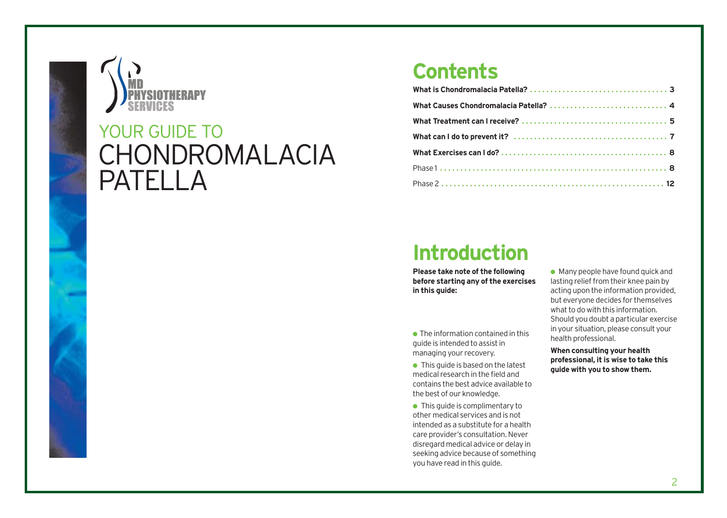MD PHYSIOTHERAPY SERVICES

# YOUR GUIDE TO CHONDROMALACIA PATELLA

## Contents

| | |
|---|---|
| **What is Chondromalacia Patella?** | **3** |
| **What Causes Chondromalacia Patella?** | **4** |
| **What Treatment can I receive?** | **5** |
| **What can I do to prevent it?** | **7** |
| **What Exercises can I do?** | **8** |
| Phase 1 | **8** |
| Phase 2 | **12** |

## Introduction

**Please take note of the following before starting any of the exercises in this guide:**

- The information contained in this guide is intended to assist in managing your recovery.
- This guide is based on the latest medical research in the field and contains the best advice available to the best of our knowledge.
- This guide is complimentary to other medical services and is not intended as a substitute for a health care provider's consultation. Never disregard medical advice or delay in seeking advice because of something you have read in this guide.
- Many people have found quick and lasting relief from their knee pain by acting upon the information provided, but everyone decides for themselves what to do with this information. Should you doubt a particular exercise in your situation, please consult your health professional.

**When consulting your health professional, it is wise to take this guide with you to show them.**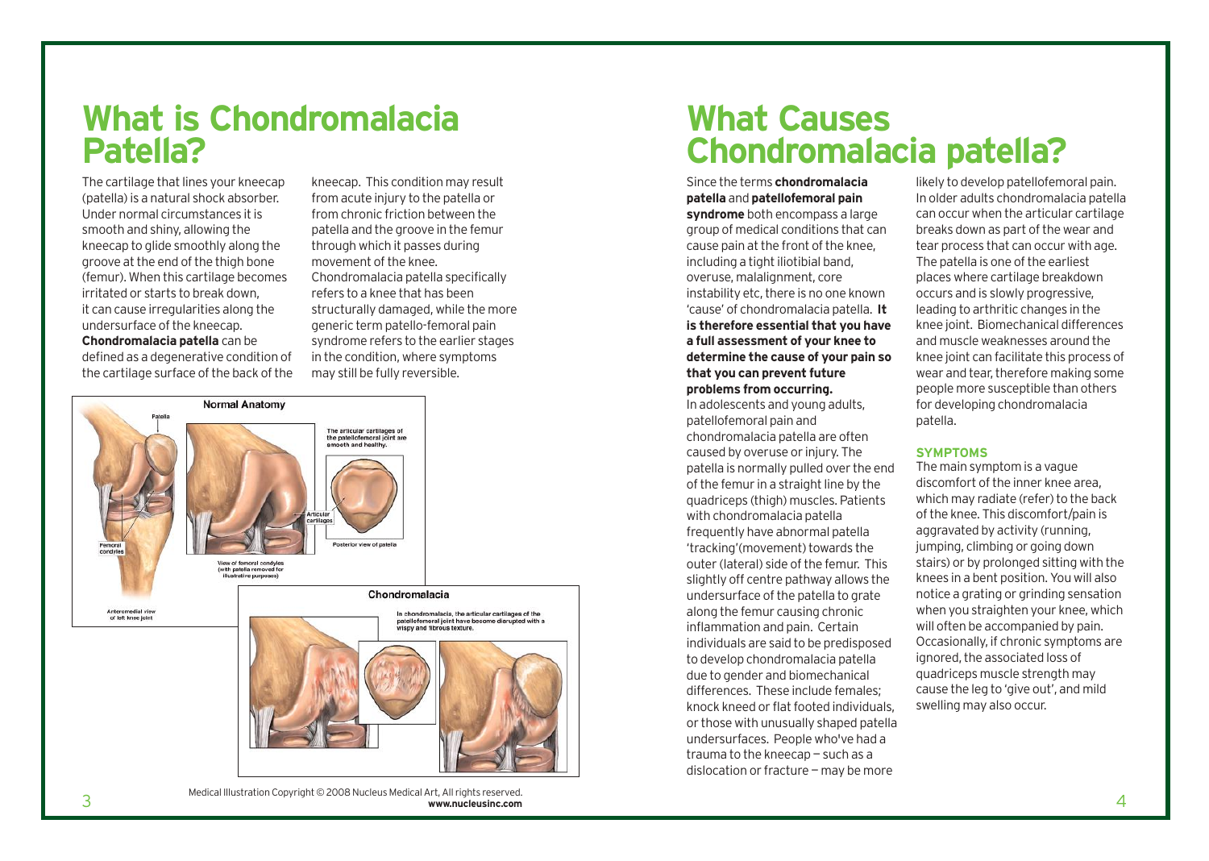# What is Chondromalacia Patella?

The cartilage that lines your kneecap (patella) is a natural shock absorber. Under normal circumstances it is smooth and shiny, allowing the kneecap to glide smoothly along the groove at the end of the thigh bone (femur). When this cartilage becomes irritated or starts to break down, it can cause irregularities along the undersurface of the kneecap. **Chondromalacia patella** can be defined as a degenerative condition of the cartilage surface of the back of the kneecap. This condition may result from acute injury to the patella or from chronic friction between the patella and the groove in the femur through which it passes during movement of the knee. Chondromalacia patella specifically refers to a knee that has been structurally damaged, while the more generic term patello-femoral pain syndrome refers to the earlier stages in the condition, where symptoms may still be fully reversible.

Medical Illustration Copyright © 2008 Nucleus Medical Art, All rights reserved.
**www.nucleusinc.com**

# What Causes Chondromalacia patella?

Since the terms **chondromalacia patella** and **patellofemoral pain syndrome** both encompass a large group of medical conditions that can cause pain at the front of the knee, including a tight iliotibial band, overuse, malalignment, core instability etc, there is no one known 'cause' of chondromalacia patella. **It is therefore essential that you have a full assessment of your knee to determine the cause of your pain so that you can prevent future problems from occurring.**

In adolescents and young adults, patellofemoral pain and chondromalacia patella are often caused by overuse or injury. The patella is normally pulled over the end of the femur in a straight line by the quadriceps (thigh) muscles. Patients with chondromalacia patella frequently have abnormal patella 'tracking'(movement) towards the outer (lateral) side of the femur. This slightly off centre pathway allows the undersurface of the patella to grate along the femur causing chronic inflammation and pain. Certain individuals are said to be predisposed to develop chondromalacia patella due to gender and biomechanical differences. These include females; knock kneed or flat footed individuals, or those with unusually shaped patella undersurfaces. People who've had a trauma to the kneecap — such as a dislocation or fracture — may be more likely to develop patellofemoral pain. In older adults chondromalacia patella can occur when the articular cartilage breaks down as part of the wear and tear process that can occur with age. The patella is one of the earliest places where cartilage breakdown occurs and is slowly progressive, leading to arthritic changes in the knee joint. Biomechanical differences and muscle weaknesses around the knee joint can facilitate this process of wear and tear, therefore making some people more susceptible than others for developing chondromalacia patella.

### SYMPTOMS

The main symptom is a vague discomfort of the inner knee area, which may radiate (refer) to the back of the knee. This discomfort/pain is aggravated by activity (running, jumping, climbing or going down stairs) or by prolonged sitting with the knees in a bent position. You will also notice a grating or grinding sensation when you straighten your knee, which will often be accompanied by pain. Occasionally, if chronic symptoms are ignored, the associated loss of quadriceps muscle strength may cause the leg to 'give out', and mild swelling may also occur.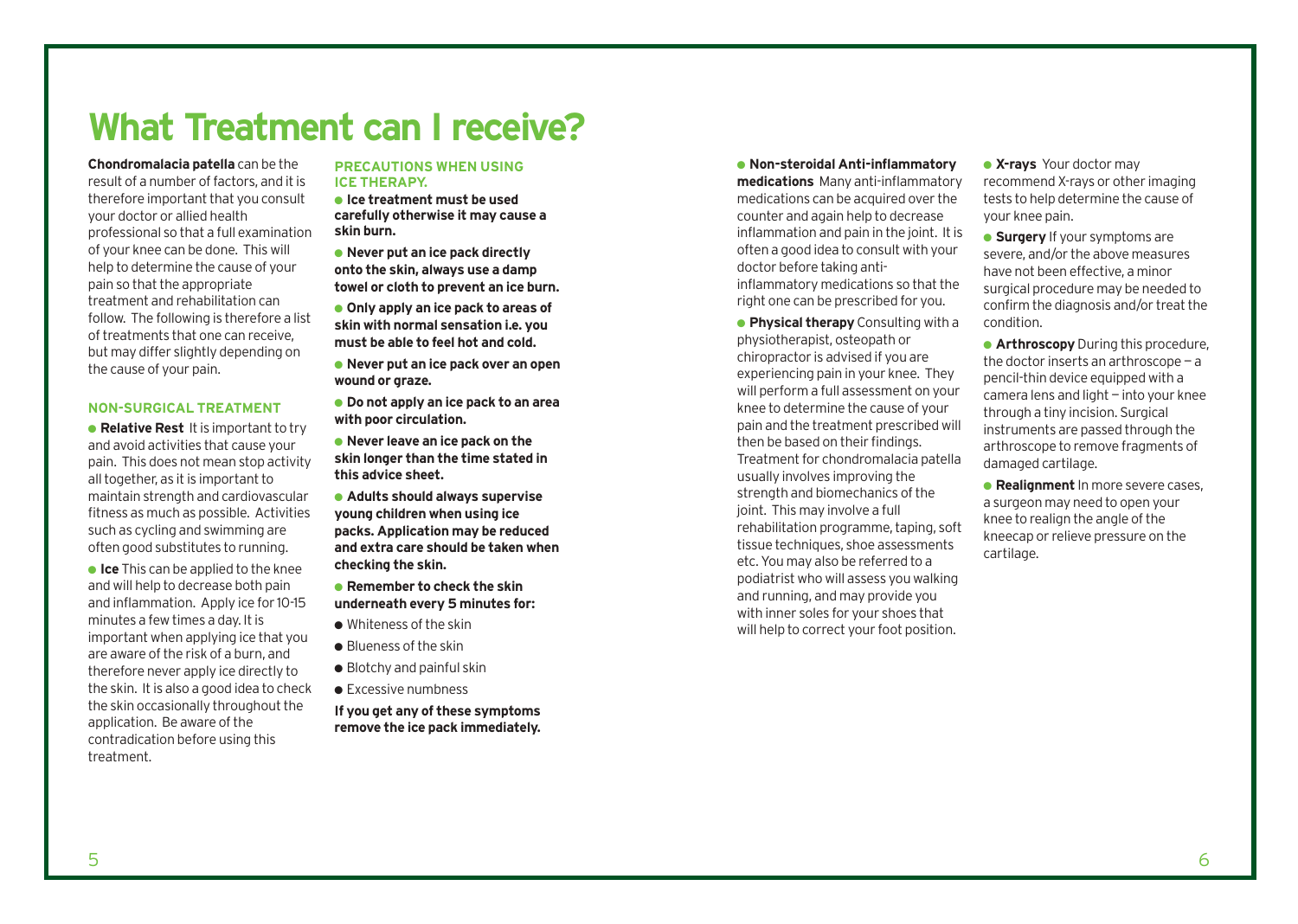# What Treatment can I receive?

**Chondromalacia patella** can be the result of a number of factors, and it is therefore important that you consult your doctor or allied health professional so that a full examination of your knee can be done. This will help to determine the cause of your pain so that the appropriate treatment and rehabilitation can follow. The following is therefore a list of treatments that one can receive, but may differ slightly depending on the cause of your pain.

### NON-SURGICAL TREATMENT

- **Relative Rest** It is important to try and avoid activities that cause your pain. This does not mean stop activity all together, as it is important to maintain strength and cardiovascular fitness as much as possible. Activities such as cycling and swimming are often good substitutes to running.
- **Ice** This can be applied to the knee and will help to decrease both pain and inflammation. Apply ice for 10-15 minutes a few times a day. It is important when applying ice that you are aware of the risk of a burn, and therefore never apply ice directly to the skin. It is also a good idea to check the skin occasionally throughout the application. Be aware of the contradication before using this treatment.

### PRECAUTIONS WHEN USING ICE THERAPY.

- **Ice treatment must be used carefully otherwise it may cause a skin burn.**
- **Never put an ice pack directly onto the skin, always use a damp towel or cloth to prevent an ice burn.**
- **Only apply an ice pack to areas of skin with normal sensation i.e. you must be able to feel hot and cold.**
- **Never put an ice pack over an open wound or graze.**
- **Do not apply an ice pack to an area with poor circulation.**
- **Never leave an ice pack on the skin longer than the time stated in this advice sheet.**
- **Adults should always supervise young children when using ice packs. Application may be reduced and extra care should be taken when checking the skin.**
- **Remember to check the skin underneath every 5 minutes for:**
- Whiteness of the skin
- Blueness of the skin
- Blotchy and painful skin
- Excessive numbness

**If you get any of these symptoms remove the ice pack immediately.**

- **Non-steroidal Anti-inflammatory medications** Many anti-inflammatory medications can be acquired over the counter and again help to decrease inflammation and pain in the joint. It is often a good idea to consult with your doctor before taking anti-inflammatory medications so that the right one can be prescribed for you.
- **Physical therapy** Consulting with a physiotherapist, osteopath or chiropractor is advised if you are experiencing pain in your knee. They will perform a full assessment on your knee to determine the cause of your pain and the treatment prescribed will then be based on their findings. Treatment for chondromalacia patella usually involves improving the strength and biomechanics of the joint. This may involve a full rehabilitation programme, taping, soft tissue techniques, shoe assessments etc. You may also be referred to a podiatrist who will assess you walking and running, and may provide you with inner soles for your shoes that will help to correct your foot position.
- **X-rays** Your doctor may recommend X-rays or other imaging tests to help determine the cause of your knee pain.
- **Surgery** If your symptoms are severe, and/or the above measures have not been effective, a minor surgical procedure may be needed to confirm the diagnosis and/or treat the condition.
- **Arthroscopy** During this procedure, the doctor inserts an arthroscope — a pencil-thin device equipped with a camera lens and light — into your knee through a tiny incision. Surgical instruments are passed through the arthroscope to remove fragments of damaged cartilage.
- **Realignment** In more severe cases, a surgeon may need to open your knee to realign the angle of the kneecap or relieve pressure on the cartilage.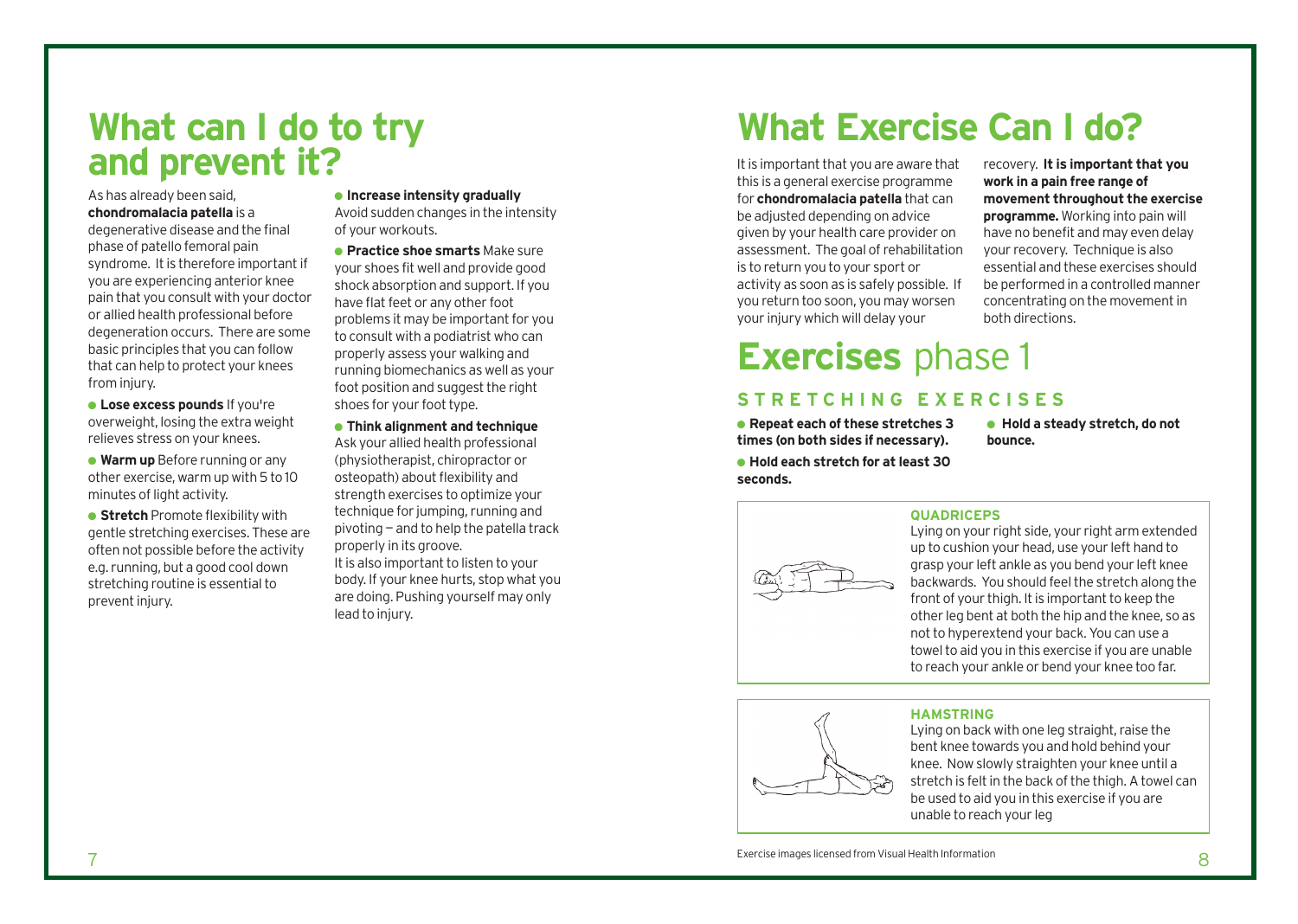# What can I do to try and prevent it?

As has already been said, **chondromalacia patella** is a degenerative disease and the final phase of patello femoral pain syndrome. It is therefore important if you are experiencing anterior knee pain that you consult with your doctor or allied health professional before degeneration occurs. There are some basic principles that you can follow that can help to protect your knees from injury.

- **Lose excess pounds** If you're overweight, losing the extra weight relieves stress on your knees.
- **Warm up** Before running or any other exercise, warm up with 5 to 10 minutes of light activity.
- **Stretch** Promote flexibility with gentle stretching exercises. These are often not possible before the activity e.g. running, but a good cool down stretching routine is essential to prevent injury.
- **Increase intensity gradually** Avoid sudden changes in the intensity of your workouts.
- **Practice shoe smarts** Make sure your shoes fit well and provide good shock absorption and support. If you have flat feet or any other foot problems it may be important for you to consult with a podiatrist who can properly assess your walking and running biomechanics as well as your foot position and suggest the right shoes for your foot type.
- **Think alignment and technique** Ask your allied health professional (physiotherapist, chiropractor or osteopath) about flexibility and strength exercises to optimize your technique for jumping, running and pivoting — and to help the patella track properly in its groove.

It is also important to listen to your body. If your knee hurts, stop what you are doing. Pushing yourself may only lead to injury.

# What Exercise Can I do?

It is important that you are aware that this is a general exercise programme for **chondromalacia patella** that can be adjusted depending on advice given by your health care provider on assessment. The goal of rehabilitation is to return you to your sport or activity as soon as is safely possible. If you return too soon, you may worsen your injury which will delay your recovery. **It is important that you work in a pain free range of movement throughout the exercise programme.** Working into pain will have no benefit and may even delay your recovery. Technique is also essential and these exercises should be performed in a controlled manner concentrating on the movement in both directions.

# Exercises phase 1

## STRETCHING EXERCISES

- **Repeat each of these stretches 3 times (on both sides if necessary).**
- **Hold each stretch for at least 30 seconds.**
- **Hold a steady stretch, do not bounce.**

### QUADRICEPS

Lying on your right side, your right arm extended up to cushion your head, use your left hand to grasp your left ankle as you bend your left knee backwards. You should feel the stretch along the front of your thigh. It is important to keep the other leg bent at both the hip and the knee, so as not to hyperextend your back. You can use a towel to aid you in this exercise if you are unable to reach your ankle or bend your knee too far.

### HAMSTRING

Lying on back with one leg straight, raise the bent knee towards you and hold behind your knee. Now slowly straighten your knee until a stretch is felt in the back of the thigh. A towel can be used to aid you in this exercise if you are unable to reach your leg

Exercise images licensed from Visual Health Information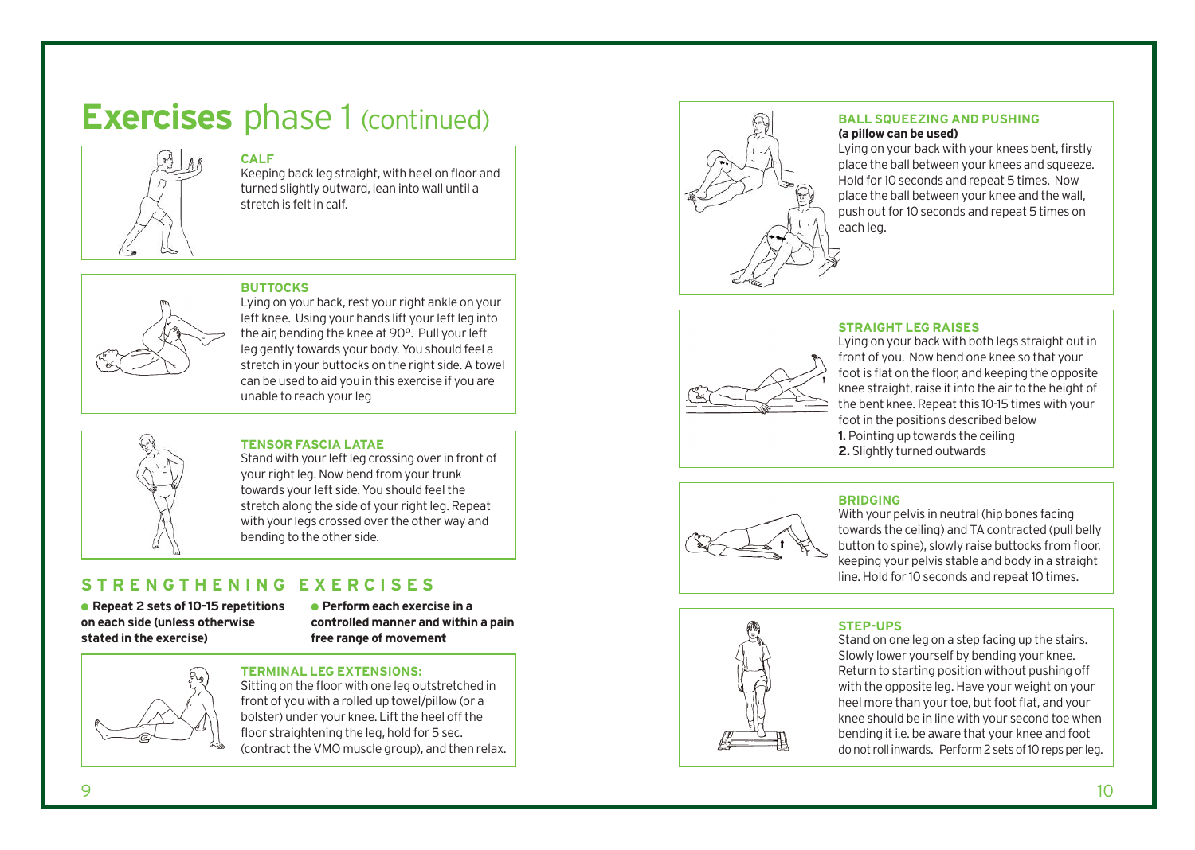# **Exercises** phase 1 (continued)

### CALF

Keeping back leg straight, with heel on floor and turned slightly outward, lean into wall until a stretch is felt in calf.

### BUTTOCKS

Lying on your back, rest your right ankle on your left knee. Using your hands lift your left leg into the air, bending the knee at 90°. Pull your left leg gently towards your body. You should feel a stretch in your buttocks on the right side. A towel can be used to aid you in this exercise if you are unable to reach your leg

### TENSOR FASCIA LATAE

Stand with your left leg crossing over in front of your right leg. Now bend from your trunk towards your left side. You should feel the stretch along the side of your right leg. Repeat with your legs crossed over the other way and bending to the other side.

## STRENGTHENING EXERCISES

- **Repeat 2 sets of 10-15 repetitions on each side (unless otherwise stated in the exercise)**
- **Perform each exercise in a controlled manner and within a pain free range of movement**

### TERMINAL LEG EXTENSIONS:

Sitting on the floor with one leg outstretched in front of you with a rolled up towel/pillow (or a bolster) under your knee. Lift the heel off the floor straightening the leg, hold for 5 sec. (contract the VMO muscle group), and then relax.

### BALL SQUEEZING AND PUSHING

**(a pillow can be used)**

Lying on your back with your knees bent, firstly place the ball between your knees and squeeze. Hold for 10 seconds and repeat 5 times. Now place the ball between your knee and the wall, push out for 10 seconds and repeat 5 times on each leg.

### STRAIGHT LEG RAISES

Lying on your back with both legs straight out in front of you. Now bend one knee so that your foot is flat on the floor, and keeping the opposite knee straight, raise it into the air to the height of the bent knee. Repeat this 10-15 times with your foot in the positions described below

**1.** Pointing up towards the ceiling
**2.** Slightly turned outwards

### BRIDGING

With your pelvis in neutral (hip bones facing towards the ceiling) and TA contracted (pull belly button to spine), slowly raise buttocks from floor, keeping your pelvis stable and body in a straight line. Hold for 10 seconds and repeat 10 times.

### STEP-UPS

Stand on one leg on a step facing up the stairs. Slowly lower yourself by bending your knee. Return to starting position without pushing off with the opposite leg. Have your weight on your heel more than your toe, but foot flat, and your knee should be in line with your second toe when bending it i.e. be aware that your knee and foot do not roll inwards. Perform 2 sets of 10 reps per leg.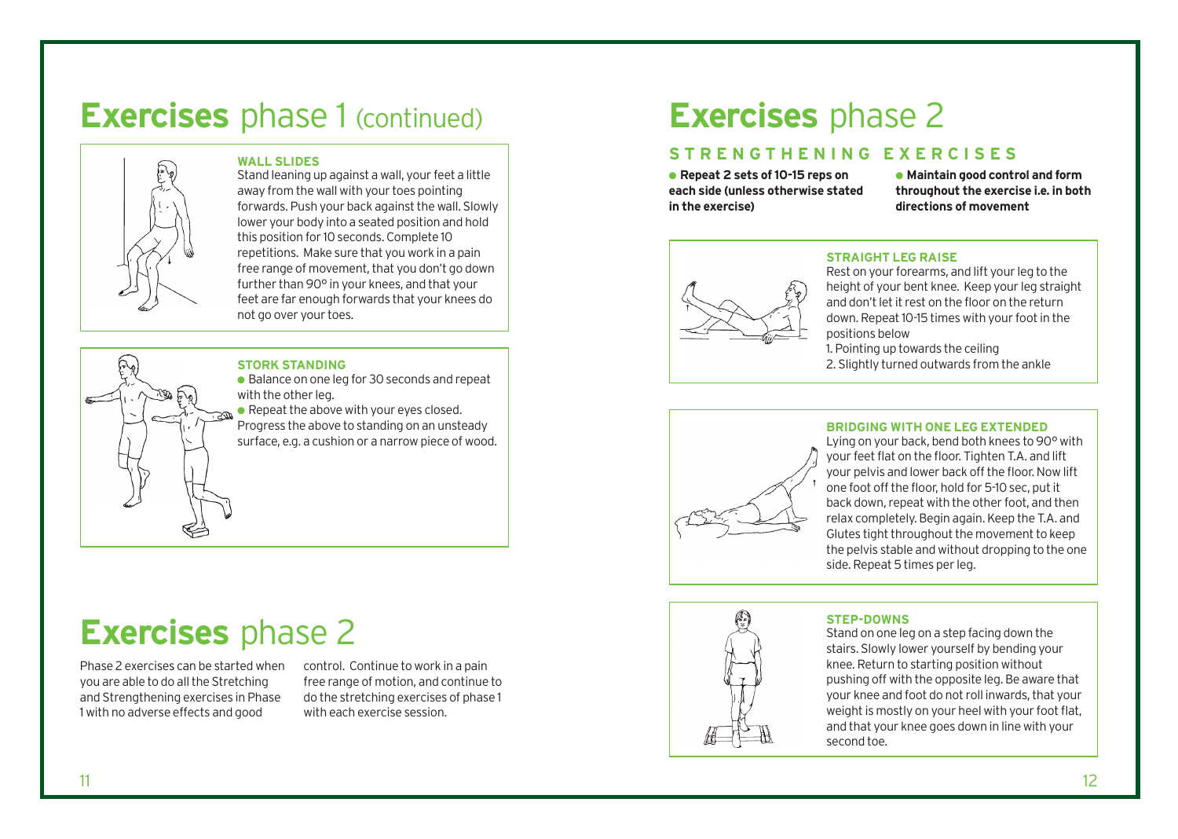# Exercises phase 1 (continued)

### WALL SLIDES

Stand leaning up against a wall, your feet a little away from the wall with your toes pointing forwards. Push your back against the wall. Slowly lower your body into a seated position and hold this position for 10 seconds. Complete 10 repetitions. Make sure that you work in a pain free range of movement, that you don't go down further than 90° in your knees, and that your feet are far enough forwards that your knees do not go over your toes.

### STORK STANDING

- Balance on one leg for 30 seconds and repeat with the other leg.
- Repeat the above with your eyes closed.

Progress the above to standing on an unsteady surface, e.g. a cushion or a narrow piece of wood.

# Exercises phase 2

Phase 2 exercises can be started when you are able to do all the Stretching and Strengthening exercises in Phase 1 with no adverse effects and good control. Continue to work in a pain free range of motion, and continue to do the stretching exercises of phase 1 with each exercise session.

# Exercises phase 2

## STRENGTHENING EXERCISES

- **Repeat 2 sets of 10-15 reps on each side (unless otherwise stated in the exercise)**
- **Maintain good control and form throughout the exercise i.e. in both directions of movement**

### STRAIGHT LEG RAISE

Rest on your forearms, and lift your leg to the height of your bent knee. Keep your leg straight and don't let it rest on the floor on the return down. Repeat 10-15 times with your foot in the positions below

1. Pointing up towards the ceiling
2. Slightly turned outwards from the ankle

### BRIDGING WITH ONE LEG EXTENDED

Lying on your back, bend both knees to 90° with your feet flat on the floor. Tighten T.A. and lift your pelvis and lower back off the floor. Now lift one foot off the floor, hold for 5-10 sec, put it back down, repeat with the other foot, and then relax completely. Begin again. Keep the T.A. and Glutes tight throughout the movement to keep the pelvis stable and without dropping to the one side. Repeat 5 times per leg.

### STEP-DOWNS

Stand on one leg on a step facing down the stairs. Slowly lower yourself by bending your knee. Return to starting position without pushing off with the opposite leg. Be aware that your knee and foot do not roll inwards, that your weight is mostly on your heel with your foot flat, and that your knee goes down in line with your second toe.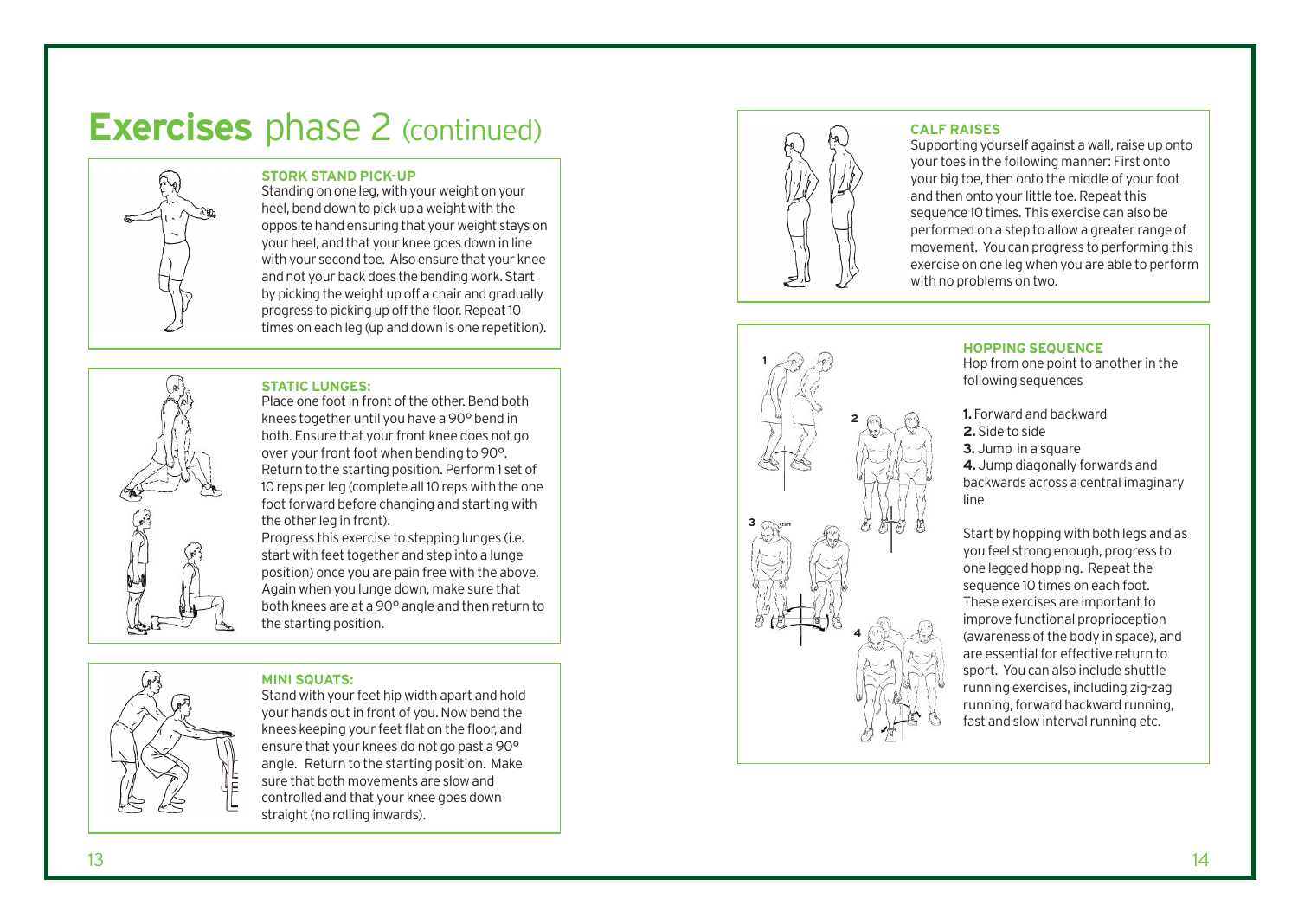# **Exercises** phase 2 (continued)

### STORK STAND PICK-UP

Standing on one leg, with your weight on your heel, bend down to pick up a weight with the opposite hand ensuring that your weight stays on your heel, and that your knee goes down in line with your second toe. Also ensure that your knee and not your back does the bending work. Start by picking the weight up off a chair and gradually progress to picking up off the floor. Repeat 10 times on each leg (up and down is one repetition).

### STATIC LUNGES:

Place one foot in front of the other. Bend both knees together until you have a 90° bend in both. Ensure that your front knee does not go over your front foot when bending to 90°. Return to the starting position. Perform 1 set of 10 reps per leg (complete all 10 reps with the one foot forward before changing and starting with the other leg in front).

Progress this exercise to stepping lunges (i.e. start with feet together and step into a lunge position) once you are pain free with the above. Again when you lunge down, make sure that both knees are at a 90° angle and then return to the starting position.

### MINI SQUATS:

Stand with your feet hip width apart and hold your hands out in front of you. Now bend the knees keeping your feet flat on the floor, and ensure that your knees do not go past a 90° angle. Return to the starting position. Make sure that both movements are slow and controlled and that your knee goes down straight (no rolling inwards).

### CALF RAISES

Supporting yourself against a wall, raise up onto your toes in the following manner: First onto your big toe, then onto the middle of your foot and then onto your little toe. Repeat this sequence 10 times. This exercise can also be performed on a step to allow a greater range of movement. You can progress to performing this exercise on one leg when you are able to perform with no problems on two.

### HOPPING SEQUENCE

Hop from one point to another in the following sequences

**1.** Forward and backward
**2.** Side to side
**3.** Jump in a square
**4.** Jump diagonally forwards and backwards across a central imaginary line

Start by hopping with both legs and as you feel strong enough, progress to one legged hopping. Repeat the sequence 10 times on each foot. These exercises are important to improve functional proprioception (awareness of the body in space), and are essential for effective return to sport. You can also include shuttle running exercises, including zig-zag running, forward backward running, fast and slow interval running etc.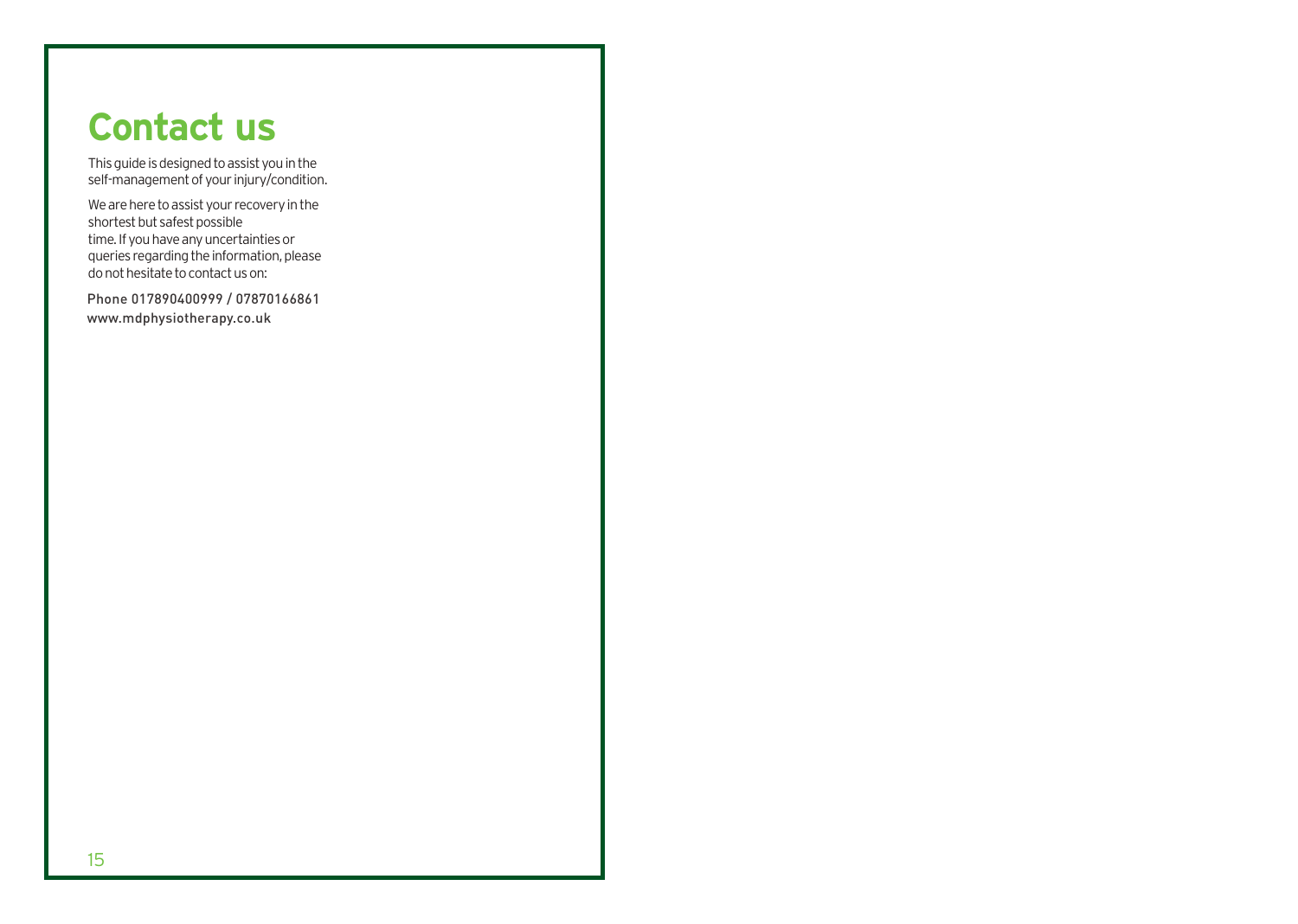# Contact us

This guide is designed to assist you in the self-management of your injury/condition.

We are here to assist your recovery in the shortest but safest possible time. If you have any uncertainties or queries regarding the information, please do not hesitate to contact us on:

Phone 017890400999 / 07870166861
www.mdphysiotherapy.co.uk